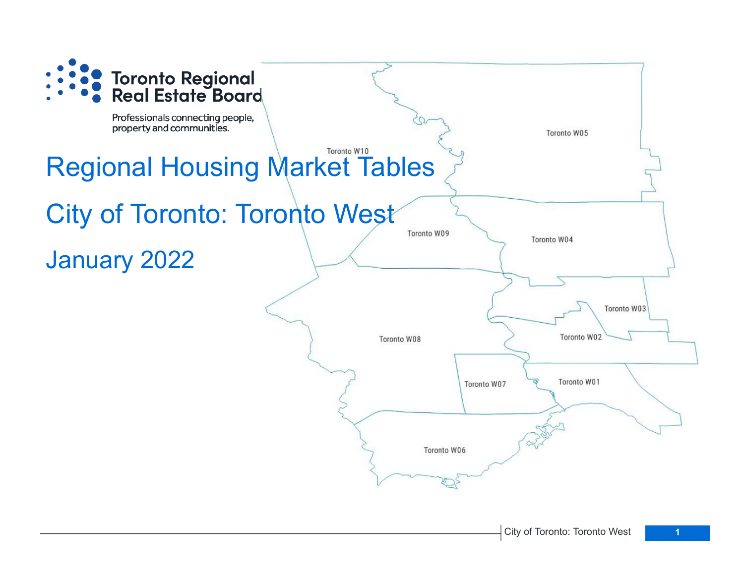Toronto Regional Real Estate Board

Professionals connecting people, property and communities.

# Regional Housing Market Tables

## City of Toronto: Toronto West

## January 2022

Toronto W10

Toronto W05

Toronto W09

Toronto W04

Toronto W03

Toronto W02

Toronto W08

Toronto W07

Toronto W01

Toronto W06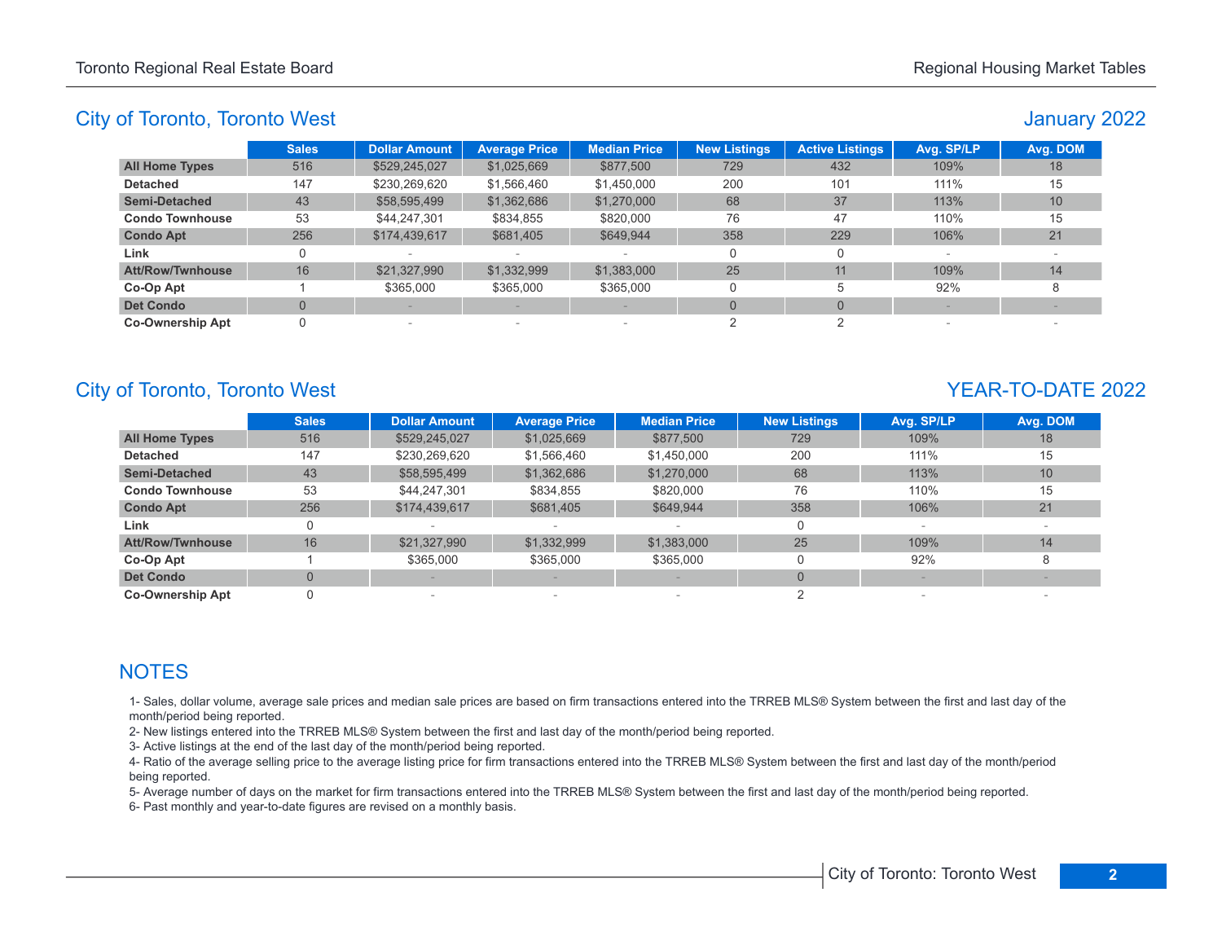## City of Toronto, Toronto West

### January 2022

| | Sales | Dollar Amount | Average Price | Median Price | New Listings | Active Listings | Avg. SP/LP | Avg. DOM |
|---|---|---|---|---|---|---|---|---|
| **All Home Types** | 516 | $529,245,027 | $1,025,669 | $877,500 | 729 | 432 | 109% | 18 |
| **Detached** | 147 | $230,269,620 | $1,566,460 | $1,450,000 | 200 | 101 | 111% | 15 |
| **Semi-Detached** | 43 | $58,595,499 | $1,362,686 | $1,270,000 | 68 | 37 | 113% | 10 |
| **Condo Townhouse** | 53 | $44,247,301 | $834,855 | $820,000 | 76 | 47 | 110% | 15 |
| **Condo Apt** | 256 | $174,439,617 | $681,405 | $649,944 | 358 | 229 | 106% | 21 |
| **Link** | 0 | - | - | - | 0 | 0 | - | - |
| **Att/Row/Twnhouse** | 16 | $21,327,990 | $1,332,999 | $1,383,000 | 25 | 11 | 109% | 14 |
| **Co-Op Apt** | 1 | $365,000 | $365,000 | $365,000 | 0 | 5 | 92% | 8 |
| **Det Condo** | 0 | - | - | - | 0 | 0 | - | - |
| **Co-Ownership Apt** | 0 | - | - | - | 2 | 2 | - | - |

## City of Toronto, Toronto West

### YEAR-TO-DATE 2022

| | Sales | Dollar Amount | Average Price | Median Price | New Listings | Avg. SP/LP | Avg. DOM |
|---|---|---|---|---|---|---|---|
| **All Home Types** | 516 | $529,245,027 | $1,025,669 | $877,500 | 729 | 109% | 18 |
| **Detached** | 147 | $230,269,620 | $1,566,460 | $1,450,000 | 200 | 111% | 15 |
| **Semi-Detached** | 43 | $58,595,499 | $1,362,686 | $1,270,000 | 68 | 113% | 10 |
| **Condo Townhouse** | 53 | $44,247,301 | $834,855 | $820,000 | 76 | 110% | 15 |
| **Condo Apt** | 256 | $174,439,617 | $681,405 | $649,944 | 358 | 106% | 21 |
| **Link** | 0 | - | - | - | 0 | - | - |
| **Att/Row/Twnhouse** | 16 | $21,327,990 | $1,332,999 | $1,383,000 | 25 | 109% | 14 |
| **Co-Op Apt** | 1 | $365,000 | $365,000 | $365,000 | 0 | 92% | 8 |
| **Det Condo** | 0 | - | - | - | 0 | - | - |
| **Co-Ownership Apt** | 0 | - | - | - | 2 | - | - |

## NOTES

1- Sales, dollar volume, average sale prices and median sale prices are based on firm transactions entered into the TRREB MLS® System between the first and last day of the month/period being reported.
2- New listings entered into the TRREB MLS® System between the first and last day of the month/period being reported.
3- Active listings at the end of the last day of the month/period being reported.
4- Ratio of the average selling price to the average listing price for firm transactions entered into the TRREB MLS® System between the first and last day of the month/period being reported.
5- Average number of days on the market for firm transactions entered into the TRREB MLS® System between the first and last day of the month/period being reported.
6- Past monthly and year-to-date figures are revised on a monthly basis.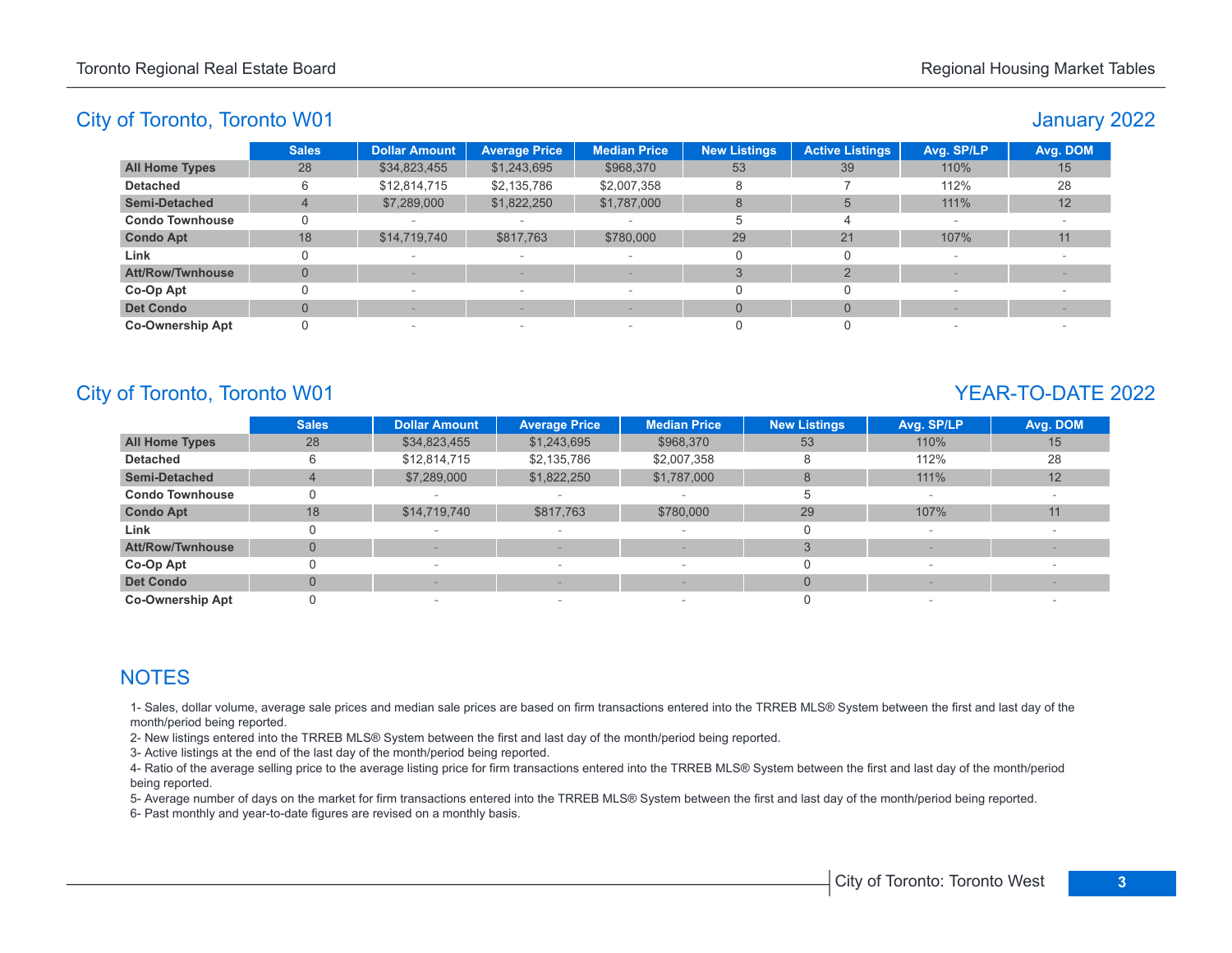## City of Toronto, Toronto W01

### January 2022

| | Sales | Dollar Amount | Average Price | Median Price | New Listings | Active Listings | Avg. SP/LP | Avg. DOM |
|---|---|---|---|---|---|---|---|---|
| **All Home Types** | 28 | $34,823,455 | $1,243,695 | $968,370 | 53 | 39 | 110% | 15 |
| **Detached** | 6 | $12,814,715 | $2,135,786 | $2,007,358 | 8 | 7 | 112% | 28 |
| **Semi-Detached** | 4 | $7,289,000 | $1,822,250 | $1,787,000 | 8 | 5 | 111% | 12 |
| **Condo Townhouse** | 0 | - | - | - | 5 | 4 | - | - |
| **Condo Apt** | 18 | $14,719,740 | $817,763 | $780,000 | 29 | 21 | 107% | 11 |
| **Link** | 0 | - | - | - | 0 | 0 | - | - |
| **Att/Row/Twnhouse** | 0 | - | - | - | 3 | 2 | - | - |
| **Co-Op Apt** | 0 | - | - | - | 0 | 0 | - | - |
| **Det Condo** | 0 | - | - | - | 0 | 0 | - | - |
| **Co-Ownership Apt** | 0 | - | - | - | 0 | 0 | - | - |

## City of Toronto, Toronto W01

### YEAR-TO-DATE 2022

| | Sales | Dollar Amount | Average Price | Median Price | New Listings | Avg. SP/LP | Avg. DOM |
|---|---|---|---|---|---|---|---|
| **All Home Types** | 28 | $34,823,455 | $1,243,695 | $968,370 | 53 | 110% | 15 |
| **Detached** | 6 | $12,814,715 | $2,135,786 | $2,007,358 | 8 | 112% | 28 |
| **Semi-Detached** | 4 | $7,289,000 | $1,822,250 | $1,787,000 | 8 | 111% | 12 |
| **Condo Townhouse** | 0 | - | - | - | 5 | - | - |
| **Condo Apt** | 18 | $14,719,740 | $817,763 | $780,000 | 29 | 107% | 11 |
| **Link** | 0 | - | - | - | 0 | - | - |
| **Att/Row/Twnhouse** | 0 | - | - | - | 3 | - | - |
| **Co-Op Apt** | 0 | - | - | - | 0 | - | - |
| **Det Condo** | 0 | - | - | - | 0 | - | - |
| **Co-Ownership Apt** | 0 | - | - | - | 0 | - | - |

## NOTES

1- Sales, dollar volume, average sale prices and median sale prices are based on firm transactions entered into the TRREB MLS® System between the first and last day of the month/period being reported.

2- New listings entered into the TRREB MLS® System between the first and last day of the month/period being reported.

3- Active listings at the end of the last day of the month/period being reported.

4- Ratio of the average selling price to the average listing price for firm transactions entered into the TRREB MLS® System between the first and last day of the month/period being reported.

5- Average number of days on the market for firm transactions entered into the TRREB MLS® System between the first and last day of the month/period being reported.

6- Past monthly and year-to-date figures are revised on a monthly basis.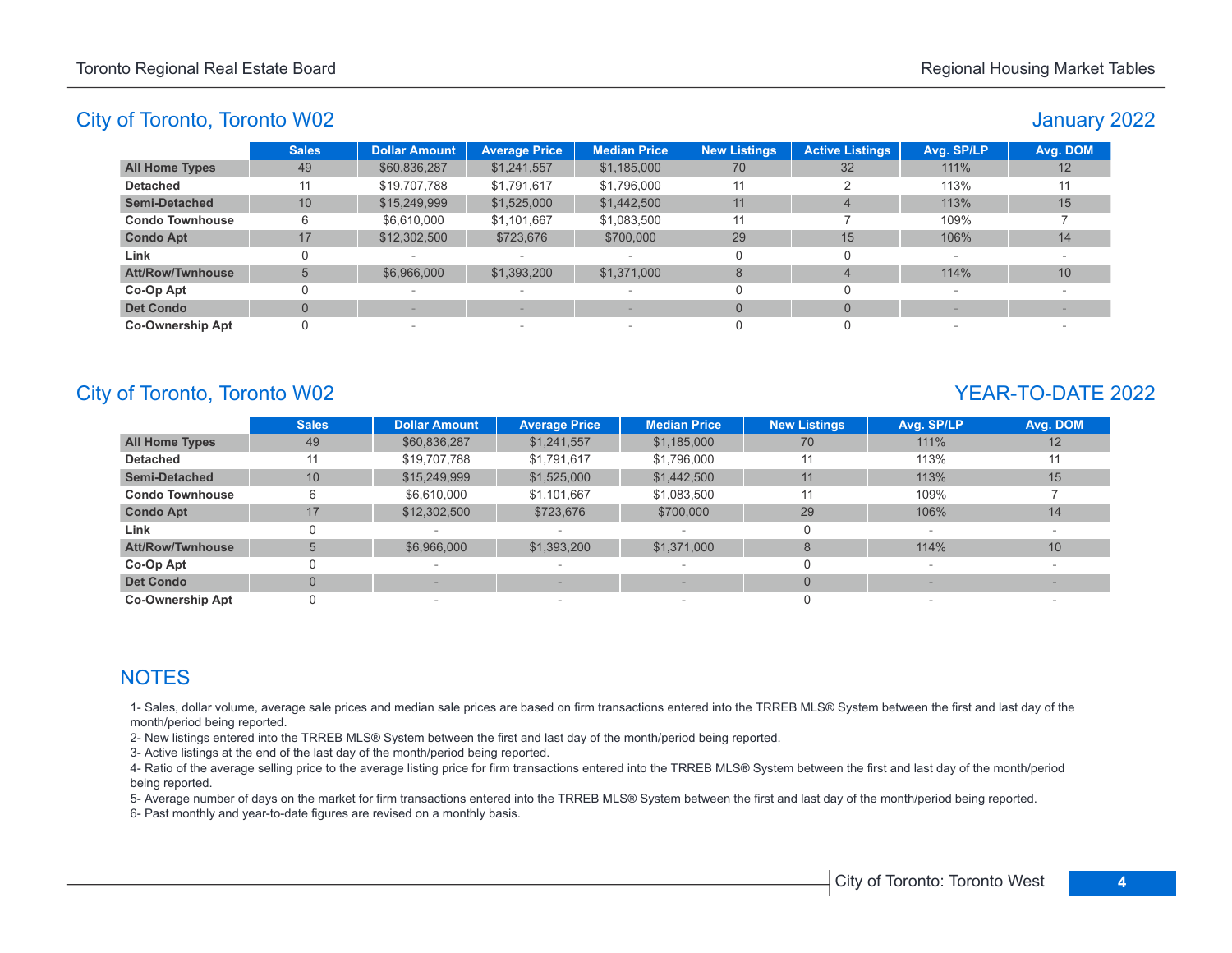## City of Toronto, Toronto W02

## January 2022

| | Sales | Dollar Amount | Average Price | Median Price | New Listings | Active Listings | Avg. SP/LP | Avg. DOM |
|---|---|---|---|---|---|---|---|---|
| **All Home Types** | 49 | $60,836,287 | $1,241,557 | $1,185,000 | 70 | 32 | 111% | 12 |
| **Detached** | 11 | $19,707,788 | $1,791,617 | $1,796,000 | 11 | 2 | 113% | 11 |
| **Semi-Detached** | 10 | $15,249,999 | $1,525,000 | $1,442,500 | 11 | 4 | 113% | 15 |
| **Condo Townhouse** | 6 | $6,610,000 | $1,101,667 | $1,083,500 | 11 | 7 | 109% | 7 |
| **Condo Apt** | 17 | $12,302,500 | $723,676 | $700,000 | 29 | 15 | 106% | 14 |
| **Link** | 0 | - | - | - | 0 | 0 | - | - |
| **Att/Row/Twnhouse** | 5 | $6,966,000 | $1,393,200 | $1,371,000 | 8 | 4 | 114% | 10 |
| **Co-Op Apt** | 0 | - | - | - | 0 | 0 | - | - |
| **Det Condo** | 0 | - | - | - | 0 | 0 | - | - |
| **Co-Ownership Apt** | 0 | - | - | - | 0 | 0 | - | - |

## City of Toronto, Toronto W02

## YEAR-TO-DATE 2022

| | Sales | Dollar Amount | Average Price | Median Price | New Listings | Avg. SP/LP | Avg. DOM |
|---|---|---|---|---|---|---|---|
| **All Home Types** | 49 | $60,836,287 | $1,241,557 | $1,185,000 | 70 | 111% | 12 |
| **Detached** | 11 | $19,707,788 | $1,791,617 | $1,796,000 | 11 | 113% | 11 |
| **Semi-Detached** | 10 | $15,249,999 | $1,525,000 | $1,442,500 | 11 | 113% | 15 |
| **Condo Townhouse** | 6 | $6,610,000 | $1,101,667 | $1,083,500 | 11 | 109% | 7 |
| **Condo Apt** | 17 | $12,302,500 | $723,676 | $700,000 | 29 | 106% | 14 |
| **Link** | 0 | - | - | - | 0 | - | - |
| **Att/Row/Twnhouse** | 5 | $6,966,000 | $1,393,200 | $1,371,000 | 8 | 114% | 10 |
| **Co-Op Apt** | 0 | - | - | - | 0 | - | - |
| **Det Condo** | 0 | - | - | - | 0 | - | - |
| **Co-Ownership Apt** | 0 | - | - | - | 0 | - | - |

## NOTES

1- Sales, dollar volume, average sale prices and median sale prices are based on firm transactions entered into the TRREB MLS® System between the first and last day of the month/period being reported.
2- New listings entered into the TRREB MLS® System between the first and last day of the month/period being reported.
3- Active listings at the end of the last day of the month/period being reported.
4- Ratio of the average selling price to the average listing price for firm transactions entered into the TRREB MLS® System between the first and last day of the month/period being reported.
5- Average number of days on the market for firm transactions entered into the TRREB MLS® System between the first and last day of the month/period being reported.
6- Past monthly and year-to-date figures are revised on a monthly basis.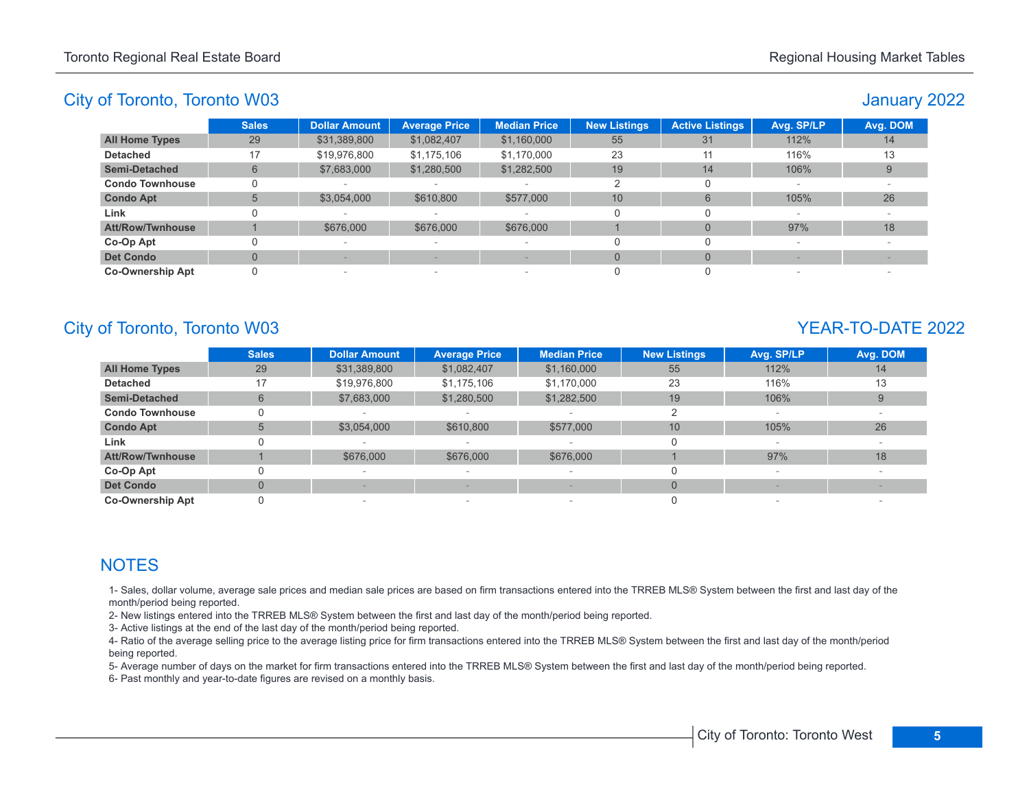## City of Toronto, Toronto W03

January 2022

| | Sales | Dollar Amount | Average Price | Median Price | New Listings | Active Listings | Avg. SP/LP | Avg. DOM |
|---|---|---|---|---|---|---|---|---|
| **All Home Types** | 29 | $31,389,800 | $1,082,407 | $1,160,000 | 55 | 31 | 112% | 14 |
| **Detached** | 17 | $19,976,800 | $1,175,106 | $1,170,000 | 23 | 11 | 116% | 13 |
| **Semi-Detached** | 6 | $7,683,000 | $1,280,500 | $1,282,500 | 19 | 14 | 106% | 9 |
| **Condo Townhouse** | 0 | - | - | - | 2 | 0 | - | - |
| **Condo Apt** | 5 | $3,054,000 | $610,800 | $577,000 | 10 | 6 | 105% | 26 |
| **Link** | 0 | - | - | - | 0 | 0 | - | - |
| **Att/Row/Twnhouse** | 1 | $676,000 | $676,000 | $676,000 | 1 | 0 | 97% | 18 |
| **Co-Op Apt** | 0 | - | - | - | 0 | 0 | - | - |
| **Det Condo** | 0 | - | - | - | 0 | 0 | - | - |
| **Co-Ownership Apt** | 0 | - | - | - | 0 | 0 | - | - |

## City of Toronto, Toronto W03

YEAR-TO-DATE 2022

| | Sales | Dollar Amount | Average Price | Median Price | New Listings | Avg. SP/LP | Avg. DOM |
|---|---|---|---|---|---|---|---|
| **All Home Types** | 29 | $31,389,800 | $1,082,407 | $1,160,000 | 55 | 112% | 14 |
| **Detached** | 17 | $19,976,800 | $1,175,106 | $1,170,000 | 23 | 116% | 13 |
| **Semi-Detached** | 6 | $7,683,000 | $1,280,500 | $1,282,500 | 19 | 106% | 9 |
| **Condo Townhouse** | 0 | - | - | - | 2 | - | - |
| **Condo Apt** | 5 | $3,054,000 | $610,800 | $577,000 | 10 | 105% | 26 |
| **Link** | 0 | - | - | - | 0 | - | - |
| **Att/Row/Twnhouse** | 1 | $676,000 | $676,000 | $676,000 | 1 | 97% | 18 |
| **Co-Op Apt** | 0 | - | - | - | 0 | - | - |
| **Det Condo** | 0 | - | - | - | 0 | - | - |
| **Co-Ownership Apt** | 0 | - | - | - | 0 | - | - |

## NOTES

1- Sales, dollar volume, average sale prices and median sale prices are based on firm transactions entered into the TRREB MLS® System between the first and last day of the month/period being reported.

2- New listings entered into the TRREB MLS® System between the first and last day of the month/period being reported.

3- Active listings at the end of the last day of the month/period being reported.

4- Ratio of the average selling price to the average listing price for firm transactions entered into the TRREB MLS® System between the first and last day of the month/period being reported.

5- Average number of days on the market for firm transactions entered into the TRREB MLS® System between the first and last day of the month/period being reported.

6- Past monthly and year-to-date figures are revised on a monthly basis.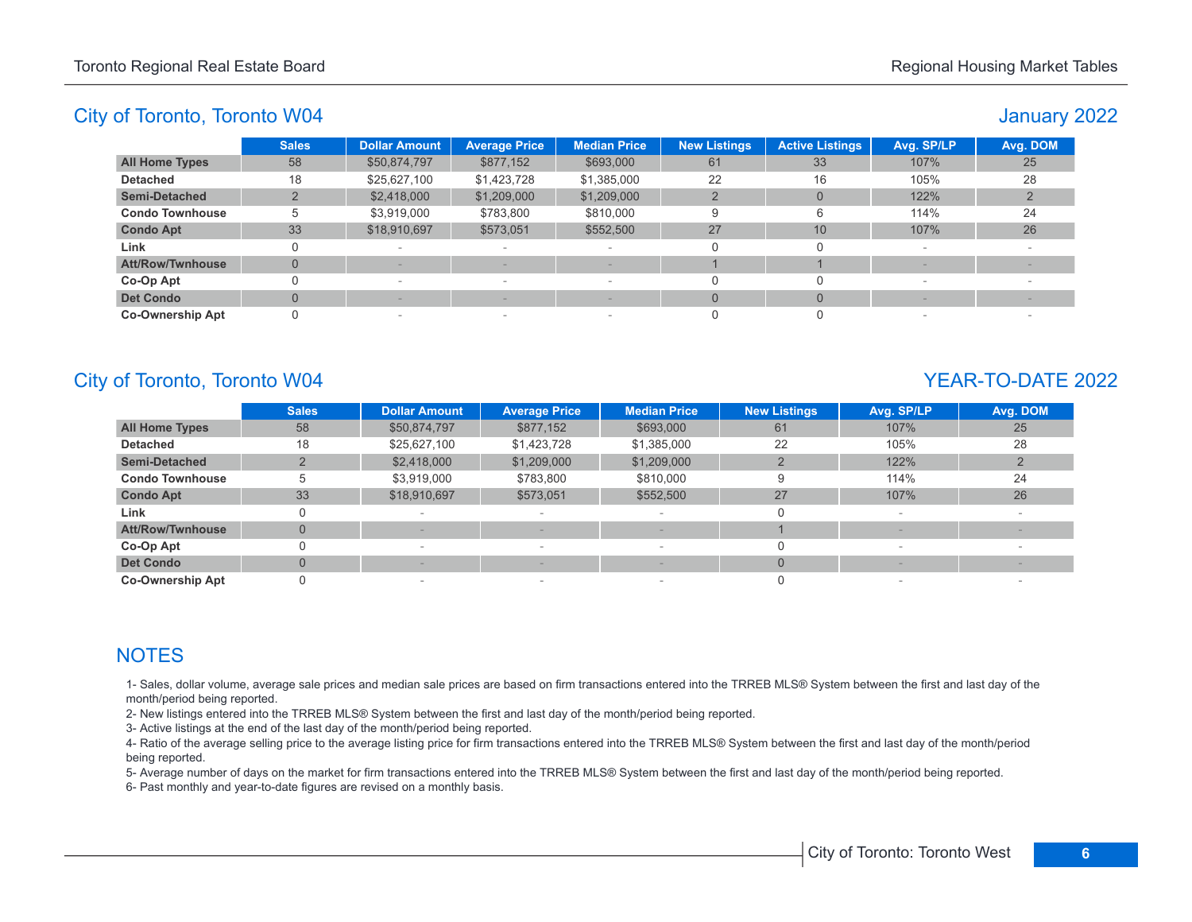## City of Toronto, Toronto W04

### January 2022

| | Sales | Dollar Amount | Average Price | Median Price | New Listings | Active Listings | Avg. SP/LP | Avg. DOM |
|---|---|---|---|---|---|---|---|---|
| **All Home Types** | 58 | $50,874,797 | $877,152 | $693,000 | 61 | 33 | 107% | 25 |
| **Detached** | 18 | $25,627,100 | $1,423,728 | $1,385,000 | 22 | 16 | 105% | 28 |
| **Semi-Detached** | 2 | $2,418,000 | $1,209,000 | $1,209,000 | 2 | 0 | 122% | 2 |
| **Condo Townhouse** | 5 | $3,919,000 | $783,800 | $810,000 | 9 | 6 | 114% | 24 |
| **Condo Apt** | 33 | $18,910,697 | $573,051 | $552,500 | 27 | 10 | 107% | 26 |
| **Link** | 0 | - | - | - | 0 | 0 | - | - |
| **Att/Row/Twnhouse** | 0 | - | - | - | 1 | 1 | - | - |
| **Co-Op Apt** | 0 | - | - | - | 0 | 0 | - | - |
| **Det Condo** | 0 | - | - | - | 0 | 0 | - | - |
| **Co-Ownership Apt** | 0 | - | - | - | 0 | 0 | - | - |

## City of Toronto, Toronto W04

### YEAR-TO-DATE 2022

| | Sales | Dollar Amount | Average Price | Median Price | New Listings | Avg. SP/LP | Avg. DOM |
|---|---|---|---|---|---|---|---|
| **All Home Types** | 58 | $50,874,797 | $877,152 | $693,000 | 61 | 107% | 25 |
| **Detached** | 18 | $25,627,100 | $1,423,728 | $1,385,000 | 22 | 105% | 28 |
| **Semi-Detached** | 2 | $2,418,000 | $1,209,000 | $1,209,000 | 2 | 122% | 2 |
| **Condo Townhouse** | 5 | $3,919,000 | $783,800 | $810,000 | 9 | 114% | 24 |
| **Condo Apt** | 33 | $18,910,697 | $573,051 | $552,500 | 27 | 107% | 26 |
| **Link** | 0 | - | - | - | 0 | - | - |
| **Att/Row/Twnhouse** | 0 | - | - | - | 1 | - | - |
| **Co-Op Apt** | 0 | - | - | - | 0 | - | - |
| **Det Condo** | 0 | - | - | - | 0 | - | - |
| **Co-Ownership Apt** | 0 | - | - | - | 0 | - | - |

## NOTES

1- Sales, dollar volume, average sale prices and median sale prices are based on firm transactions entered into the TRREB MLS® System between the first and last day of the month/period being reported.

2- New listings entered into the TRREB MLS® System between the first and last day of the month/period being reported.

3- Active listings at the end of the last day of the month/period being reported.

4- Ratio of the average selling price to the average listing price for firm transactions entered into the TRREB MLS® System between the first and last day of the month/period being reported.

5- Average number of days on the market for firm transactions entered into the TRREB MLS® System between the first and last day of the month/period being reported.

6- Past monthly and year-to-date figures are revised on a monthly basis.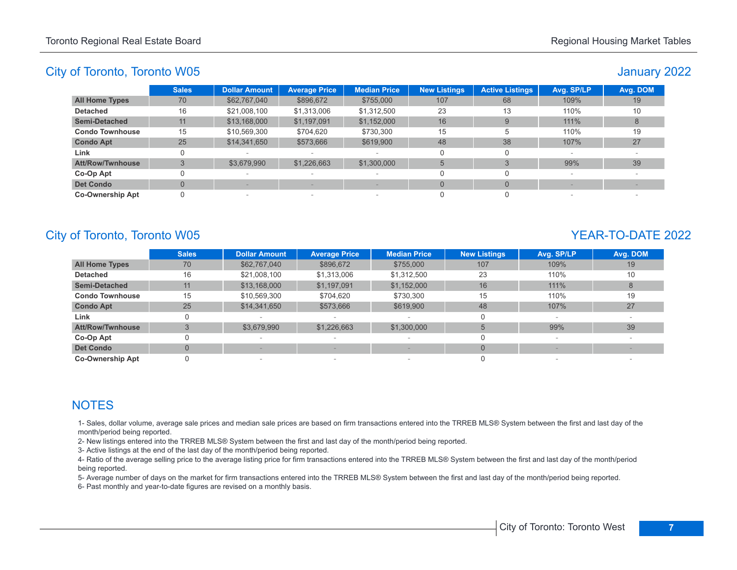## City of Toronto, Toronto W05

### January 2022

| | Sales | Dollar Amount | Average Price | Median Price | New Listings | Active Listings | Avg. SP/LP | Avg. DOM |
|---|---|---|---|---|---|---|---|---|
| **All Home Types** | 70 | $62,767,040 | $896,672 | $755,000 | 107 | 68 | 109% | 19 |
| **Detached** | 16 | $21,008,100 | $1,313,006 | $1,312,500 | 23 | 13 | 110% | 10 |
| **Semi-Detached** | 11 | $13,168,000 | $1,197,091 | $1,152,000 | 16 | 9 | 111% | 8 |
| **Condo Townhouse** | 15 | $10,569,300 | $704,620 | $730,300 | 15 | 5 | 110% | 19 |
| **Condo Apt** | 25 | $14,341,650 | $573,666 | $619,900 | 48 | 38 | 107% | 27 |
| **Link** | 0 | - | - | - | 0 | 0 | - | - |
| **Att/Row/Twnhouse** | 3 | $3,679,990 | $1,226,663 | $1,300,000 | 5 | 3 | 99% | 39 |
| **Co-Op Apt** | 0 | - | - | - | 0 | 0 | - | - |
| **Det Condo** | 0 | - | - | - | 0 | 0 | - | - |
| **Co-Ownership Apt** | 0 | - | - | - | 0 | 0 | - | - |

## City of Toronto, Toronto W05

### YEAR-TO-DATE 2022

| | Sales | Dollar Amount | Average Price | Median Price | New Listings | Avg. SP/LP | Avg. DOM |
|---|---|---|---|---|---|---|---|
| **All Home Types** | 70 | $62,767,040 | $896,672 | $755,000 | 107 | 109% | 19 |
| **Detached** | 16 | $21,008,100 | $1,313,006 | $1,312,500 | 23 | 110% | 10 |
| **Semi-Detached** | 11 | $13,168,000 | $1,197,091 | $1,152,000 | 16 | 111% | 8 |
| **Condo Townhouse** | 15 | $10,569,300 | $704,620 | $730,300 | 15 | 110% | 19 |
| **Condo Apt** | 25 | $14,341,650 | $573,666 | $619,900 | 48 | 107% | 27 |
| **Link** | 0 | - | - | - | 0 | - | - |
| **Att/Row/Twnhouse** | 3 | $3,679,990 | $1,226,663 | $1,300,000 | 5 | 99% | 39 |
| **Co-Op Apt** | 0 | - | - | - | 0 | - | - |
| **Det Condo** | 0 | - | - | - | 0 | - | - |
| **Co-Ownership Apt** | 0 | - | - | - | 0 | - | - |

## NOTES

1- Sales, dollar volume, average sale prices and median sale prices are based on firm transactions entered into the TRREB MLS® System between the first and last day of the month/period being reported.
2- New listings entered into the TRREB MLS® System between the first and last day of the month/period being reported.
3- Active listings at the end of the last day of the month/period being reported.
4- Ratio of the average selling price to the average listing price for firm transactions entered into the TRREB MLS® System between the first and last day of the month/period being reported.
5- Average number of days on the market for firm transactions entered into the TRREB MLS® System between the first and last day of the month/period being reported.
6- Past monthly and year-to-date figures are revised on a monthly basis.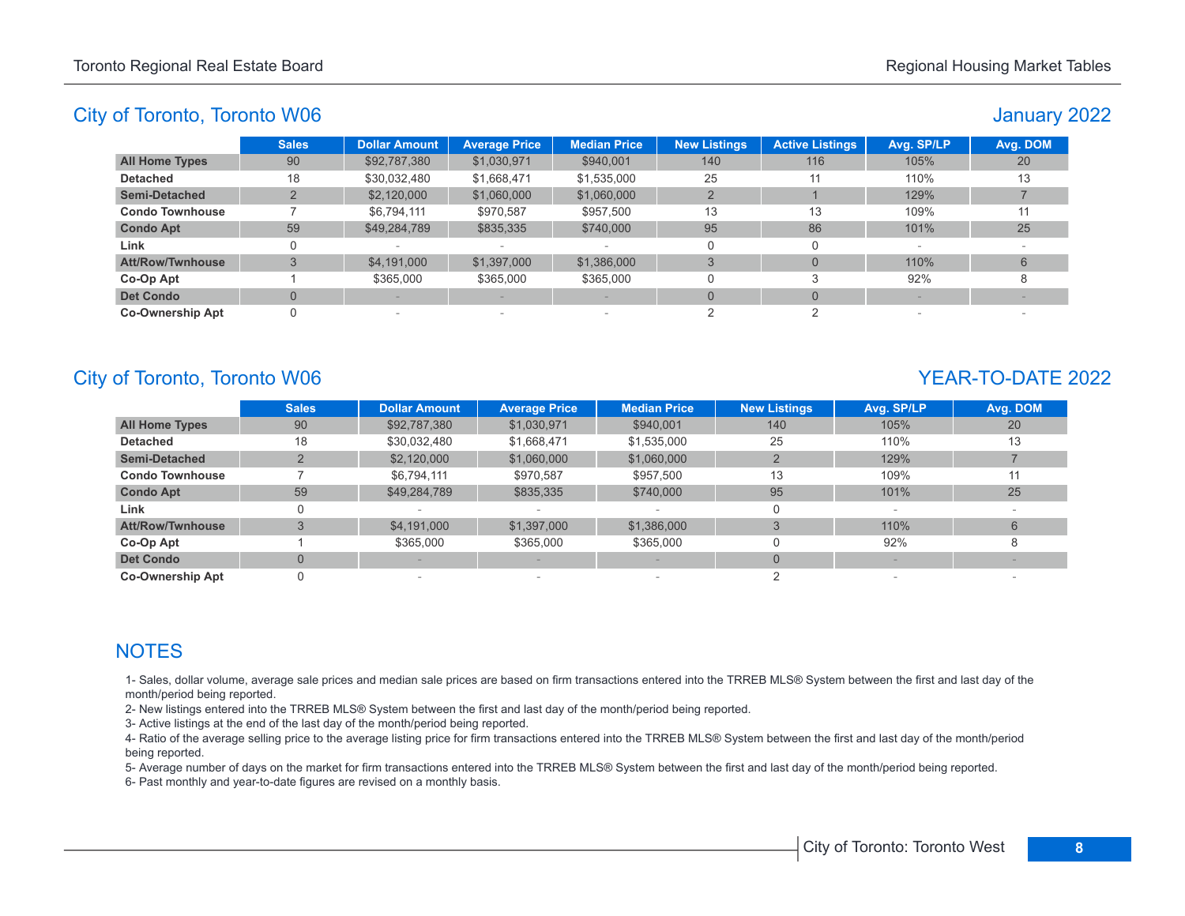## City of Toronto, Toronto W06

### January 2022

| | Sales | Dollar Amount | Average Price | Median Price | New Listings | Active Listings | Avg. SP/LP | Avg. DOM |
|---|---|---|---|---|---|---|---|---|
| **All Home Types** | 90 | $92,787,380 | $1,030,971 | $940,001 | 140 | 116 | 105% | 20 |
| **Detached** | 18 | $30,032,480 | $1,668,471 | $1,535,000 | 25 | 11 | 110% | 13 |
| **Semi-Detached** | 2 | $2,120,000 | $1,060,000 | $1,060,000 | 2 | 1 | 129% | 7 |
| **Condo Townhouse** | 7 | $6,794,111 | $970,587 | $957,500 | 13 | 13 | 109% | 11 |
| **Condo Apt** | 59 | $49,284,789 | $835,335 | $740,000 | 95 | 86 | 101% | 25 |
| **Link** | 0 | - | - | - | 0 | 0 | - | - |
| **Att/Row/Twnhouse** | 3 | $4,191,000 | $1,397,000 | $1,386,000 | 3 | 0 | 110% | 6 |
| **Co-Op Apt** | 1 | $365,000 | $365,000 | $365,000 | 0 | 3 | 92% | 8 |
| **Det Condo** | 0 | - | - | - | 0 | 0 | - | - |
| **Co-Ownership Apt** | 0 | - | - | - | 2 | 2 | - | - |

## City of Toronto, Toronto W06

### YEAR-TO-DATE 2022

| | Sales | Dollar Amount | Average Price | Median Price | New Listings | Avg. SP/LP | Avg. DOM |
|---|---|---|---|---|---|---|---|
| **All Home Types** | 90 | $92,787,380 | $1,030,971 | $940,001 | 140 | 105% | 20 |
| **Detached** | 18 | $30,032,480 | $1,668,471 | $1,535,000 | 25 | 110% | 13 |
| **Semi-Detached** | 2 | $2,120,000 | $1,060,000 | $1,060,000 | 2 | 129% | 7 |
| **Condo Townhouse** | 7 | $6,794,111 | $970,587 | $957,500 | 13 | 109% | 11 |
| **Condo Apt** | 59 | $49,284,789 | $835,335 | $740,000 | 95 | 101% | 25 |
| **Link** | 0 | - | - | - | 0 | - | - |
| **Att/Row/Twnhouse** | 3 | $4,191,000 | $1,397,000 | $1,386,000 | 3 | 110% | 6 |
| **Co-Op Apt** | 1 | $365,000 | $365,000 | $365,000 | 0 | 92% | 8 |
| **Det Condo** | 0 | - | - | - | 0 | - | - |
| **Co-Ownership Apt** | 0 | - | - | - | 2 | - | - |

## NOTES

1- Sales, dollar volume, average sale prices and median sale prices are based on firm transactions entered into the TRREB MLS® System between the first and last day of the month/period being reported.

2- New listings entered into the TRREB MLS® System between the first and last day of the month/period being reported.

3- Active listings at the end of the last day of the month/period being reported.

4- Ratio of the average selling price to the average listing price for firm transactions entered into the TRREB MLS® System between the first and last day of the month/period being reported.

5- Average number of days on the market for firm transactions entered into the TRREB MLS® System between the first and last day of the month/period being reported.

6- Past monthly and year-to-date figures are revised on a monthly basis.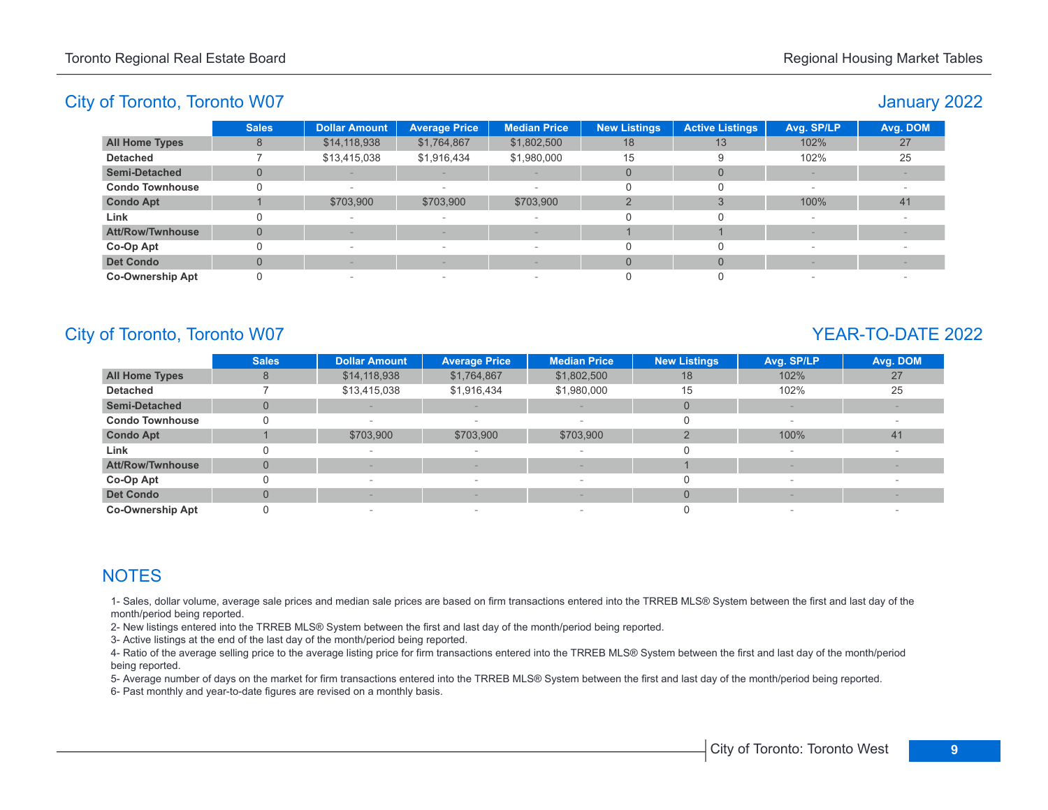## City of Toronto, Toronto W07

### January 2022

| | Sales | Dollar Amount | Average Price | Median Price | New Listings | Active Listings | Avg. SP/LP | Avg. DOM |
|---|---|---|---|---|---|---|---|---|
| **All Home Types** | 8 | $14,118,938 | $1,764,867 | $1,802,500 | 18 | 13 | 102% | 27 |
| **Detached** | 7 | $13,415,038 | $1,916,434 | $1,980,000 | 15 | 9 | 102% | 25 |
| **Semi-Detached** | 0 | - | - | - | 0 | 0 | - | - |
| **Condo Townhouse** | 0 | - | - | - | 0 | 0 | - | - |
| **Condo Apt** | 1 | $703,900 | $703,900 | $703,900 | 2 | 3 | 100% | 41 |
| **Link** | 0 | - | - | - | 0 | 0 | - | - |
| **Att/Row/Twnhouse** | 0 | - | - | - | 1 | 1 | - | - |
| **Co-Op Apt** | 0 | - | - | - | 0 | 0 | - | - |
| **Det Condo** | 0 | - | - | - | 0 | 0 | - | - |
| **Co-Ownership Apt** | 0 | - | - | - | 0 | 0 | - | - |

## City of Toronto, Toronto W07

### YEAR-TO-DATE 2022

| | Sales | Dollar Amount | Average Price | Median Price | New Listings | Avg. SP/LP | Avg. DOM |
|---|---|---|---|---|---|---|---|
| **All Home Types** | 8 | $14,118,938 | $1,764,867 | $1,802,500 | 18 | 102% | 27 |
| **Detached** | 7 | $13,415,038 | $1,916,434 | $1,980,000 | 15 | 102% | 25 |
| **Semi-Detached** | 0 | - | - | - | 0 | - | - |
| **Condo Townhouse** | 0 | - | - | - | 0 | - | - |
| **Condo Apt** | 1 | $703,900 | $703,900 | $703,900 | 2 | 100% | 41 |
| **Link** | 0 | - | - | - | 0 | - | - |
| **Att/Row/Twnhouse** | 0 | - | - | - | 1 | - | - |
| **Co-Op Apt** | 0 | - | - | - | 0 | - | - |
| **Det Condo** | 0 | - | - | - | 0 | - | - |
| **Co-Ownership Apt** | 0 | - | - | - | 0 | - | - |

## NOTES

1- Sales, dollar volume, average sale prices and median sale prices are based on firm transactions entered into the TRREB MLS® System between the first and last day of the month/period being reported.

2- New listings entered into the TRREB MLS® System between the first and last day of the month/period being reported.

3- Active listings at the end of the last day of the month/period being reported.

4- Ratio of the average selling price to the average listing price for firm transactions entered into the TRREB MLS® System between the first and last day of the month/period being reported.

5- Average number of days on the market for firm transactions entered into the TRREB MLS® System between the first and last day of the month/period being reported.

6- Past monthly and year-to-date figures are revised on a monthly basis.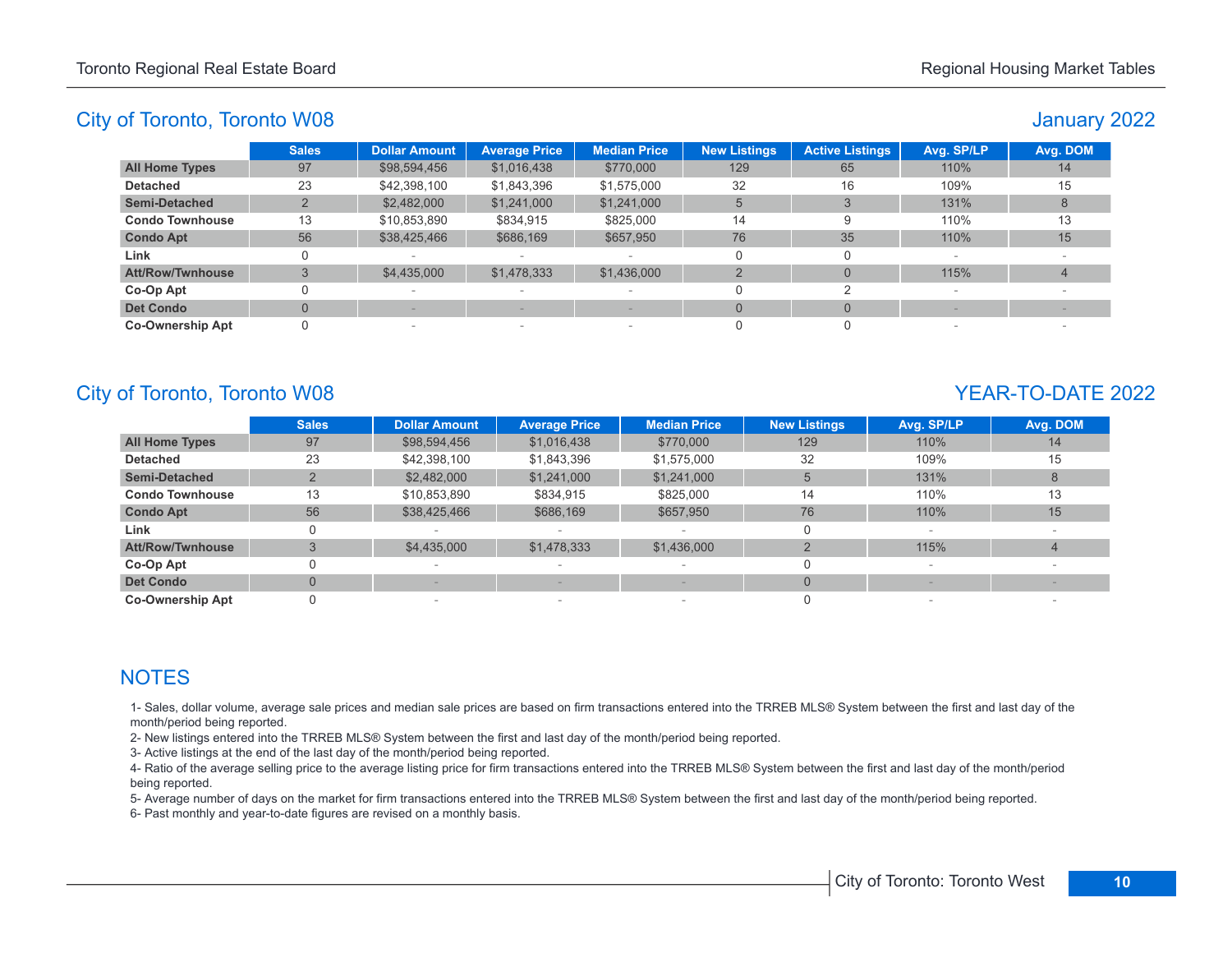## City of Toronto, Toronto W08

### January 2022

| | Sales | Dollar Amount | Average Price | Median Price | New Listings | Active Listings | Avg. SP/LP | Avg. DOM |
|---|---|---|---|---|---|---|---|---|
| **All Home Types** | 97 | $98,594,456 | $1,016,438 | $770,000 | 129 | 65 | 110% | 14 |
| **Detached** | 23 | $42,398,100 | $1,843,396 | $1,575,000 | 32 | 16 | 109% | 15 |
| **Semi-Detached** | 2 | $2,482,000 | $1,241,000 | $1,241,000 | 5 | 3 | 131% | 8 |
| **Condo Townhouse** | 13 | $10,853,890 | $834,915 | $825,000 | 14 | 9 | 110% | 13 |
| **Condo Apt** | 56 | $38,425,466 | $686,169 | $657,950 | 76 | 35 | 110% | 15 |
| **Link** | 0 | - | - | - | 0 | 0 | - | - |
| **Att/Row/Twnhouse** | 3 | $4,435,000 | $1,478,333 | $1,436,000 | 2 | 0 | 115% | 4 |
| **Co-Op Apt** | 0 | - | - | - | 0 | 2 | - | - |
| **Det Condo** | 0 | - | - | - | 0 | 0 | - | - |
| **Co-Ownership Apt** | 0 | - | - | - | 0 | 0 | - | - |

## City of Toronto, Toronto W08

### YEAR-TO-DATE 2022

| | Sales | Dollar Amount | Average Price | Median Price | New Listings | Avg. SP/LP | Avg. DOM |
|---|---|---|---|---|---|---|---|
| **All Home Types** | 97 | $98,594,456 | $1,016,438 | $770,000 | 129 | 110% | 14 |
| **Detached** | 23 | $42,398,100 | $1,843,396 | $1,575,000 | 32 | 109% | 15 |
| **Semi-Detached** | 2 | $2,482,000 | $1,241,000 | $1,241,000 | 5 | 131% | 8 |
| **Condo Townhouse** | 13 | $10,853,890 | $834,915 | $825,000 | 14 | 110% | 13 |
| **Condo Apt** | 56 | $38,425,466 | $686,169 | $657,950 | 76 | 110% | 15 |
| **Link** | 0 | - | - | - | 0 | - | - |
| **Att/Row/Twnhouse** | 3 | $4,435,000 | $1,478,333 | $1,436,000 | 2 | 115% | 4 |
| **Co-Op Apt** | 0 | - | - | - | 0 | - | - |
| **Det Condo** | 0 | - | - | - | 0 | - | - |
| **Co-Ownership Apt** | 0 | - | - | - | 0 | - | - |

## NOTES

1- Sales, dollar volume, average sale prices and median sale prices are based on firm transactions entered into the TRREB MLS® System between the first and last day of the month/period being reported.
2- New listings entered into the TRREB MLS® System between the first and last day of the month/period being reported.
3- Active listings at the end of the last day of the month/period being reported.
4- Ratio of the average selling price to the average listing price for firm transactions entered into the TRREB MLS® System between the first and last day of the month/period being reported.
5- Average number of days on the market for firm transactions entered into the TRREB MLS® System between the first and last day of the month/period being reported.
6- Past monthly and year-to-date figures are revised on a monthly basis.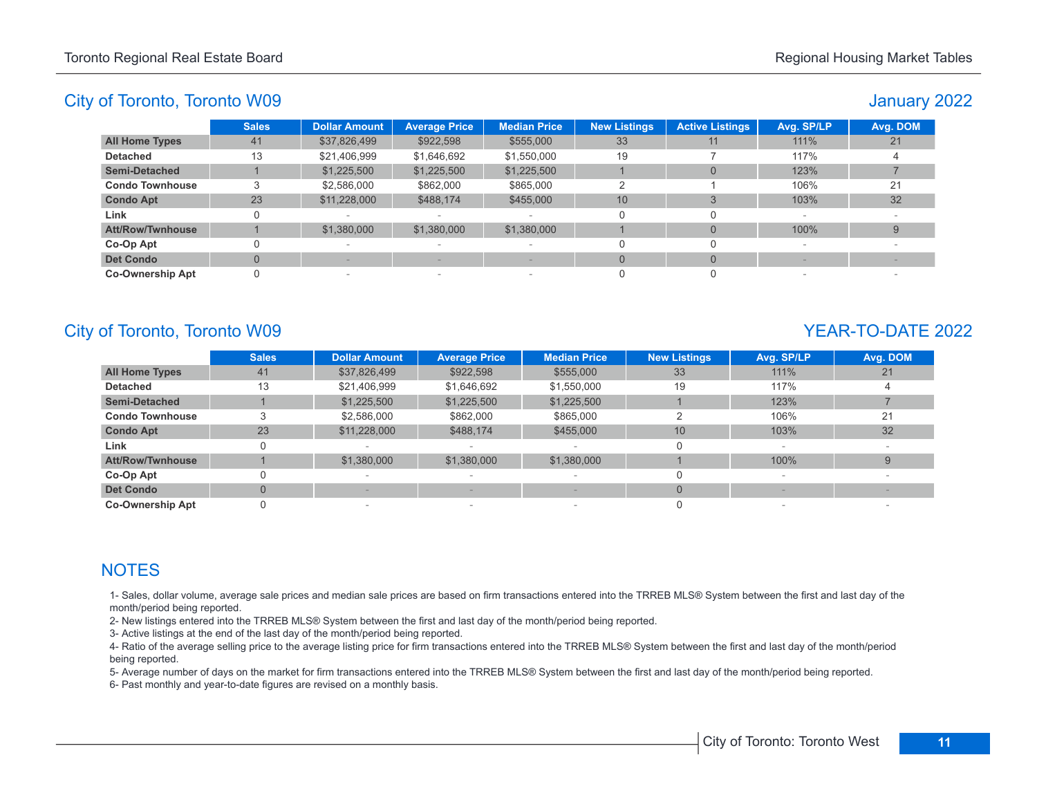## City of Toronto, Toronto W09

### January 2022

| | Sales | Dollar Amount | Average Price | Median Price | New Listings | Active Listings | Avg. SP/LP | Avg. DOM |
|---|---|---|---|---|---|---|---|---|
| **All Home Types** | 41 | $37,826,499 | $922,598 | $555,000 | 33 | 11 | 111% | 21 |
| **Detached** | 13 | $21,406,999 | $1,646,692 | $1,550,000 | 19 | 7 | 117% | 4 |
| **Semi-Detached** | 1 | $1,225,500 | $1,225,500 | $1,225,500 | 1 | 0 | 123% | 7 |
| **Condo Townhouse** | 3 | $2,586,000 | $862,000 | $865,000 | 2 | 1 | 106% | 21 |
| **Condo Apt** | 23 | $11,228,000 | $488,174 | $455,000 | 10 | 3 | 103% | 32 |
| **Link** | 0 | - | - | - | 0 | 0 | - | - |
| **Att/Row/Twnhouse** | 1 | $1,380,000 | $1,380,000 | $1,380,000 | 1 | 0 | 100% | 9 |
| **Co-Op Apt** | 0 | - | - | - | 0 | 0 | - | - |
| **Det Condo** | 0 | - | - | - | 0 | 0 | - | - |
| **Co-Ownership Apt** | 0 | - | - | - | 0 | 0 | - | - |

## City of Toronto, Toronto W09

### YEAR-TO-DATE 2022

| | Sales | Dollar Amount | Average Price | Median Price | New Listings | Avg. SP/LP | Avg. DOM |
|---|---|---|---|---|---|---|---|
| **All Home Types** | 41 | $37,826,499 | $922,598 | $555,000 | 33 | 111% | 21 |
| **Detached** | 13 | $21,406,999 | $1,646,692 | $1,550,000 | 19 | 117% | 4 |
| **Semi-Detached** | 1 | $1,225,500 | $1,225,500 | $1,225,500 | 1 | 123% | 7 |
| **Condo Townhouse** | 3 | $2,586,000 | $862,000 | $865,000 | 2 | 106% | 21 |
| **Condo Apt** | 23 | $11,228,000 | $488,174 | $455,000 | 10 | 103% | 32 |
| **Link** | 0 | - | - | - | 0 | - | - |
| **Att/Row/Twnhouse** | 1 | $1,380,000 | $1,380,000 | $1,380,000 | 1 | 100% | 9 |
| **Co-Op Apt** | 0 | - | - | - | 0 | - | - |
| **Det Condo** | 0 | - | - | - | 0 | - | - |
| **Co-Ownership Apt** | 0 | - | - | - | 0 | - | - |

## NOTES

1- Sales, dollar volume, average sale prices and median sale prices are based on firm transactions entered into the TRREB MLS® System between the first and last day of the month/period being reported.

2- New listings entered into the TRREB MLS® System between the first and last day of the month/period being reported.

3- Active listings at the end of the last day of the month/period being reported.

4- Ratio of the average selling price to the average listing price for firm transactions entered into the TRREB MLS® System between the first and last day of the month/period being reported.

5- Average number of days on the market for firm transactions entered into the TRREB MLS® System between the first and last day of the month/period being reported.

6- Past monthly and year-to-date figures are revised on a monthly basis.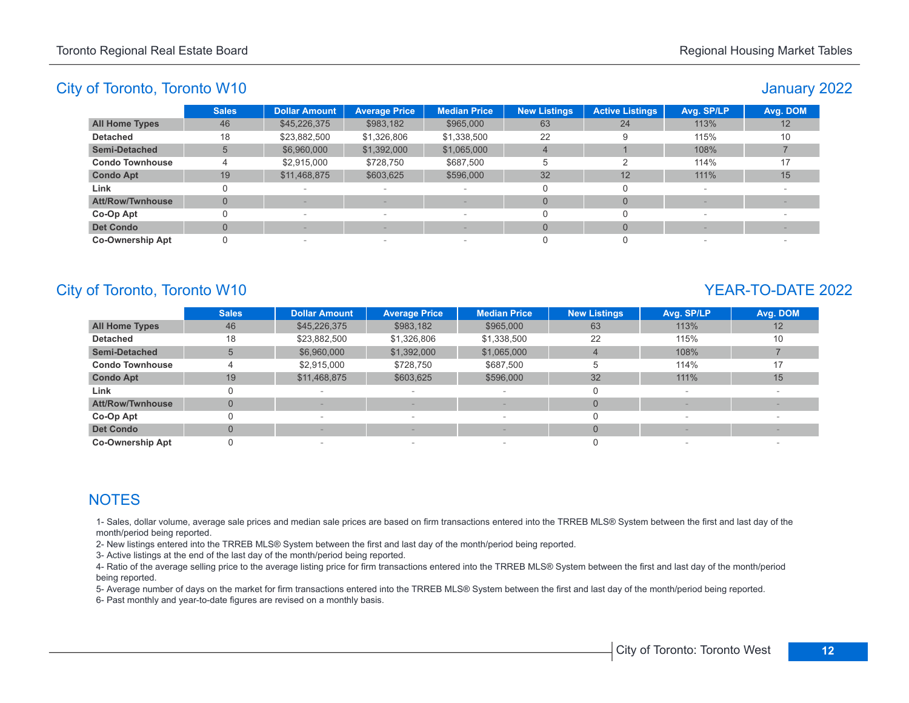## City of Toronto, Toronto W10

## January 2022

| | Sales | Dollar Amount | Average Price | Median Price | New Listings | Active Listings | Avg. SP/LP | Avg. DOM |
|---|---|---|---|---|---|---|---|---|
| **All Home Types** | 46 | $45,226,375 | $983,182 | $965,000 | 63 | 24 | 113% | 12 |
| **Detached** | 18 | $23,882,500 | $1,326,806 | $1,338,500 | 22 | 9 | 115% | 10 |
| **Semi-Detached** | 5 | $6,960,000 | $1,392,000 | $1,065,000 | 4 | 1 | 108% | 7 |
| **Condo Townhouse** | 4 | $2,915,000 | $728,750 | $687,500 | 5 | 2 | 114% | 17 |
| **Condo Apt** | 19 | $11,468,875 | $603,625 | $596,000 | 32 | 12 | 111% | 15 |
| **Link** | 0 | - | - | - | 0 | 0 | - | - |
| **Att/Row/Twnhouse** | 0 | - | - | - | 0 | 0 | - | - |
| **Co-Op Apt** | 0 | - | - | - | 0 | 0 | - | - |
| **Det Condo** | 0 | - | - | - | 0 | 0 | - | - |
| **Co-Ownership Apt** | 0 | - | - | - | 0 | 0 | - | - |

## City of Toronto, Toronto W10

## YEAR-TO-DATE 2022

| | Sales | Dollar Amount | Average Price | Median Price | New Listings | Avg. SP/LP | Avg. DOM |
|---|---|---|---|---|---|---|---|
| **All Home Types** | 46 | $45,226,375 | $983,182 | $965,000 | 63 | 113% | 12 |
| **Detached** | 18 | $23,882,500 | $1,326,806 | $1,338,500 | 22 | 115% | 10 |
| **Semi-Detached** | 5 | $6,960,000 | $1,392,000 | $1,065,000 | 4 | 108% | 7 |
| **Condo Townhouse** | 4 | $2,915,000 | $728,750 | $687,500 | 5 | 114% | 17 |
| **Condo Apt** | 19 | $11,468,875 | $603,625 | $596,000 | 32 | 111% | 15 |
| **Link** | 0 | - | - | - | 0 | - | - |
| **Att/Row/Twnhouse** | 0 | - | - | - | 0 | - | - |
| **Co-Op Apt** | 0 | - | - | - | 0 | - | - |
| **Det Condo** | 0 | - | - | - | 0 | - | - |
| **Co-Ownership Apt** | 0 | - | - | - | 0 | - | - |

## NOTES

1- Sales, dollar volume, average sale prices and median sale prices are based on firm transactions entered into the TRREB MLS® System between the first and last day of the month/period being reported.

2- New listings entered into the TRREB MLS® System between the first and last day of the month/period being reported.

3- Active listings at the end of the last day of the month/period being reported.

4- Ratio of the average selling price to the average listing price for firm transactions entered into the TRREB MLS® System between the first and last day of the month/period being reported.

5- Average number of days on the market for firm transactions entered into the TRREB MLS® System between the first and last day of the month/period being reported.

6- Past monthly and year-to-date figures are revised on a monthly basis.